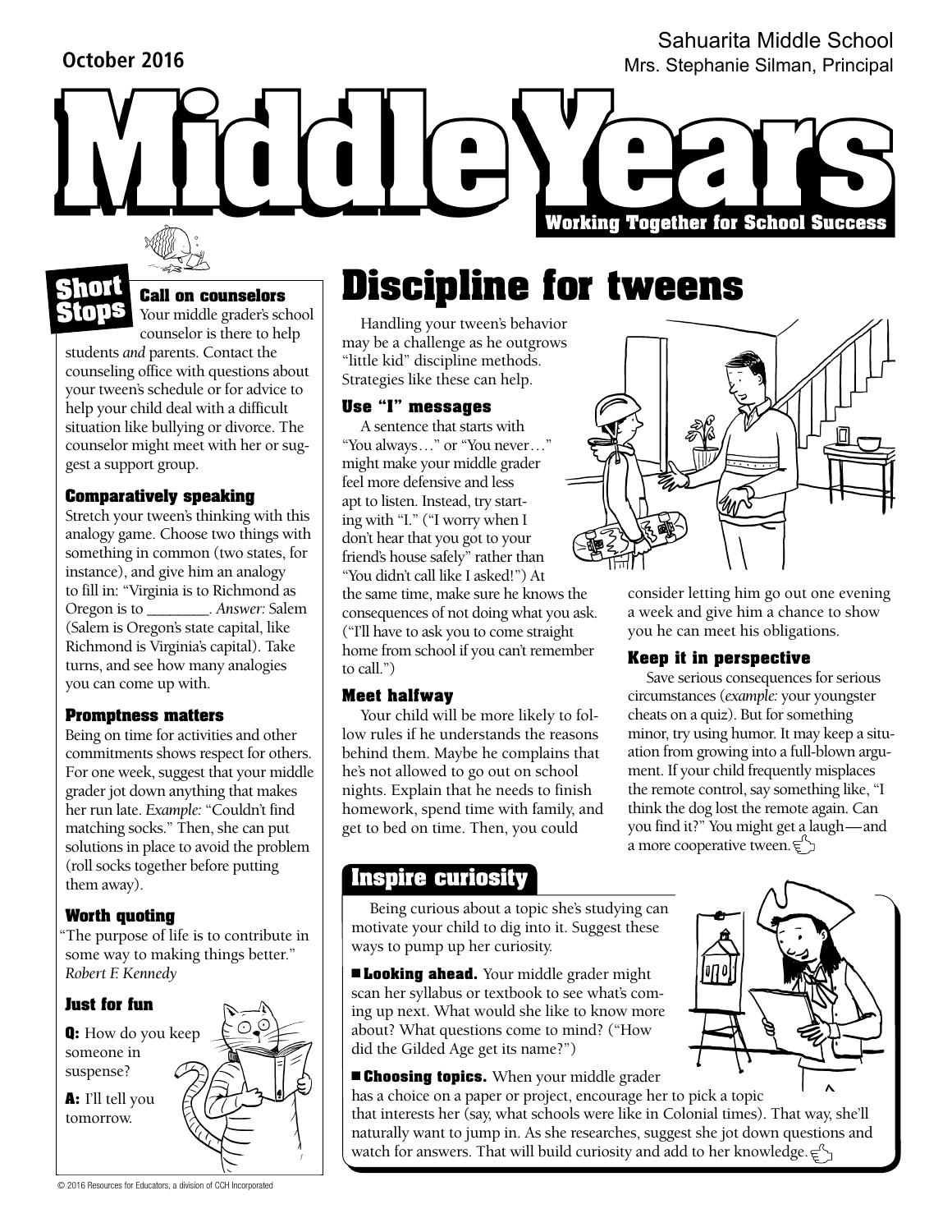October 2016

Sahuarita Middle School
Mrs. Stephanie Silman, Principal

# Middle Years

**Working Together for School Success**

## Short Stops

### Call on counselors

Your middle grader's school counselor is there to help students *and* parents. Contact the counseling office with questions about your tween's schedule or for advice to help your child deal with a difficult situation like bullying or divorce. The counselor might meet with her or suggest a support group.

### Comparatively speaking

Stretch your tween's thinking with this analogy game. Choose two things with something in common (two states, for instance), and give him an analogy to fill in: "Virginia is to Richmond as Oregon is to ________. *Answer:* Salem (Salem is Oregon's state capital, like Richmond is Virginia's capital). Take turns, and see how many analogies you can come up with.

### Promptness matters

Being on time for activities and other commitments shows respect for others. For one week, suggest that your middle grader jot down anything that makes her run late. *Example:* "Couldn't find matching socks." Then, she can put solutions in place to avoid the problem (roll socks together before putting them away).

### Worth quoting

"The purpose of life is to contribute in some way to making things better." *Robert F. Kennedy*

### Just for fun

**Q:** How do you keep someone in suspense?

**A:** I'll tell you tomorrow.

# Discipline for tweens

Handling your tween's behavior may be a challenge as he outgrows "little kid" discipline methods. Strategies like these can help.

### Use "I" messages

A sentence that starts with "You always…" or "You never…" might make your middle grader feel more defensive and less apt to listen. Instead, try starting with "I." ("I worry when I don't hear that you got to your friend's house safely" rather than "You didn't call like I asked!") At the same time, make sure he knows the consequences of not doing what you ask. ("I'll have to ask you to come straight home from school if you can't remember to call.")

### Meet halfway

Your child will be more likely to follow rules if he understands the reasons behind them. Maybe he complains that he's not allowed to go out on school nights. Explain that he needs to finish homework, spend time with family, and get to bed on time. Then, you could consider letting him go out one evening a week and give him a chance to show you he can meet his obligations.

### Keep it in perspective

Save serious consequences for serious circumstances (*example:* your youngster cheats on a quiz). But for something minor, try using humor. It may keep a situation from growing into a full-blown argument. If your child frequently misplaces the remote control, say something like, "I think the dog lost the remote again. Can you find it?" You might get a laugh—and a more cooperative tween.

## Inspire curiosity

Being curious about a topic she's studying can motivate your child to dig into it. Suggest these ways to pump up her curiosity.

- **Looking ahead.** Your middle grader might scan her syllabus or textbook to see what's coming up next. What would she like to know more about? What questions come to mind? ("How did the Gilded Age get its name?")
- **Choosing topics.** When your middle grader has a choice on a paper or project, encourage her to pick a topic that interests her (say, what schools were like in Colonial times). That way, she'll naturally want to jump in. As she researches, suggest she jot down questions and watch for answers. That will build curiosity and add to her knowledge.

© 2016 Resources for Educators, a division of CCH Incorporated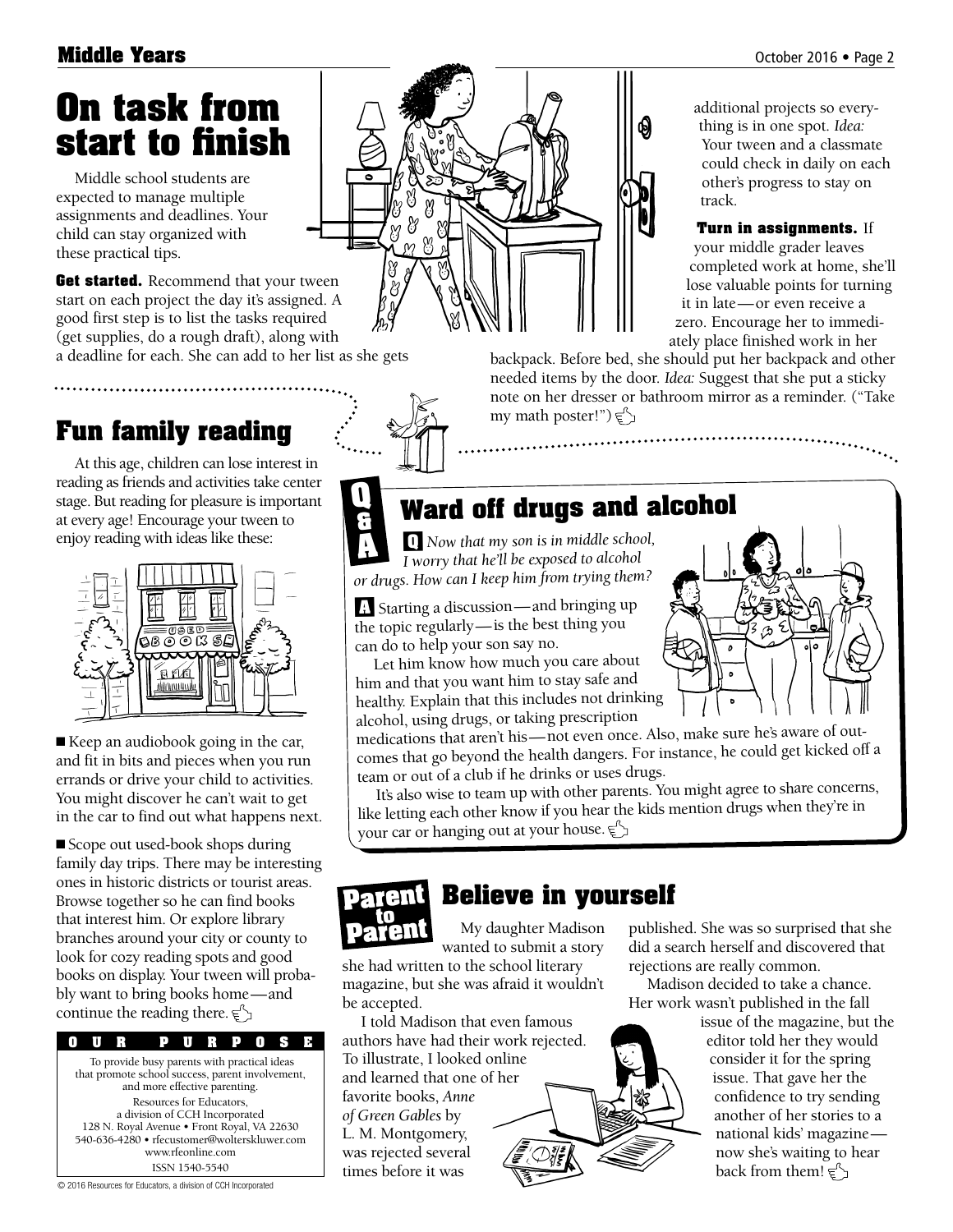## On task from start to finish

Middle school students are expected to manage multiple assignments and deadlines. Your child can stay organized with these practical tips.

**Get started.** Recommend that your tween start on each project the day it's assigned. A good first step is to list the tasks required (get supplies, do a rough draft), along with a deadline for each. She can add to her list as she gets additional projects so everything is in one spot. *Idea:* Your tween and a classmate could check in daily on each other's progress to stay on track.

**Turn in assignments.** If your middle grader leaves completed work at home, she'll lose valuable points for turning it in late—or even receive a zero. Encourage her to immediately place finished work in her backpack. Before bed, she should put her backpack and other needed items by the door. *Idea:* Suggest that she put a sticky note on her dresser or bathroom mirror as a reminder. ("Take my math poster!")

## Fun family reading

At this age, children can lose interest in reading as friends and activities take center stage. But reading for pleasure is important at every age! Encourage your tween to enjoy reading with ideas like these:

- Keep an audiobook going in the car, and fit in bits and pieces when you run errands or drive your child to activities. You might discover he can't wait to get in the car to find out what happens next.
- Scope out used-book shops during family day trips. There may be interesting ones in historic districts or tourist areas. Browse together so he can find books that interest him. Or explore library branches around your city or county to look for cozy reading spots and good books on display. Your tween will probably want to bring books home—and continue the reading there.

## Q & A: Ward off drugs and alcohol

**Q** *Now that my son is in middle school, I worry that he'll be exposed to alcohol or drugs. How can I keep him from trying them?*

**A** Starting a discussion—and bringing up the topic regularly—is the best thing you can do to help your son say no.

Let him know how much you care about him and that you want him to stay safe and healthy. Explain that this includes not drinking alcohol, using drugs, or taking prescription medications that aren't his—not even once. Also, make sure he's aware of outcomes that go beyond the health dangers. For instance, he could get kicked off a team or out of a club if he drinks or uses drugs.

It's also wise to team up with other parents. You might agree to share concerns, like letting each other know if you hear the kids mention drugs when they're in your car or hanging out at your house.

## Parent to Parent: Believe in yourself

My daughter Madison wanted to submit a story she had written to the school literary magazine, but she was afraid it wouldn't be accepted.

I told Madison that even famous authors have had their work rejected. To illustrate, I looked online and learned that one of her favorite books, *Anne of Green Gables* by L. M. Montgomery, was rejected several times before it was published. She was so surprised that she did a search herself and discovered that rejections are really common.

Madison decided to take a chance. Her work wasn't published in the fall issue of the magazine, but the editor told her they would consider it for the spring issue. That gave her the confidence to try sending another of her stories to a national kids' magazine—now she's waiting to hear back from them!

**OUR PURPOSE**

To provide busy parents with practical ideas that promote school success, parent involvement, and more effective parenting.

Resources for Educators, a division of CCH Incorporated
128 N. Royal Avenue • Front Royal, VA 22630
540-636-4280 • rfecustomer@wolterskluwer.com
www.rfeonline.com
ISSN 1540-5540

© 2016 Resources for Educators, a division of CCH Incorporated